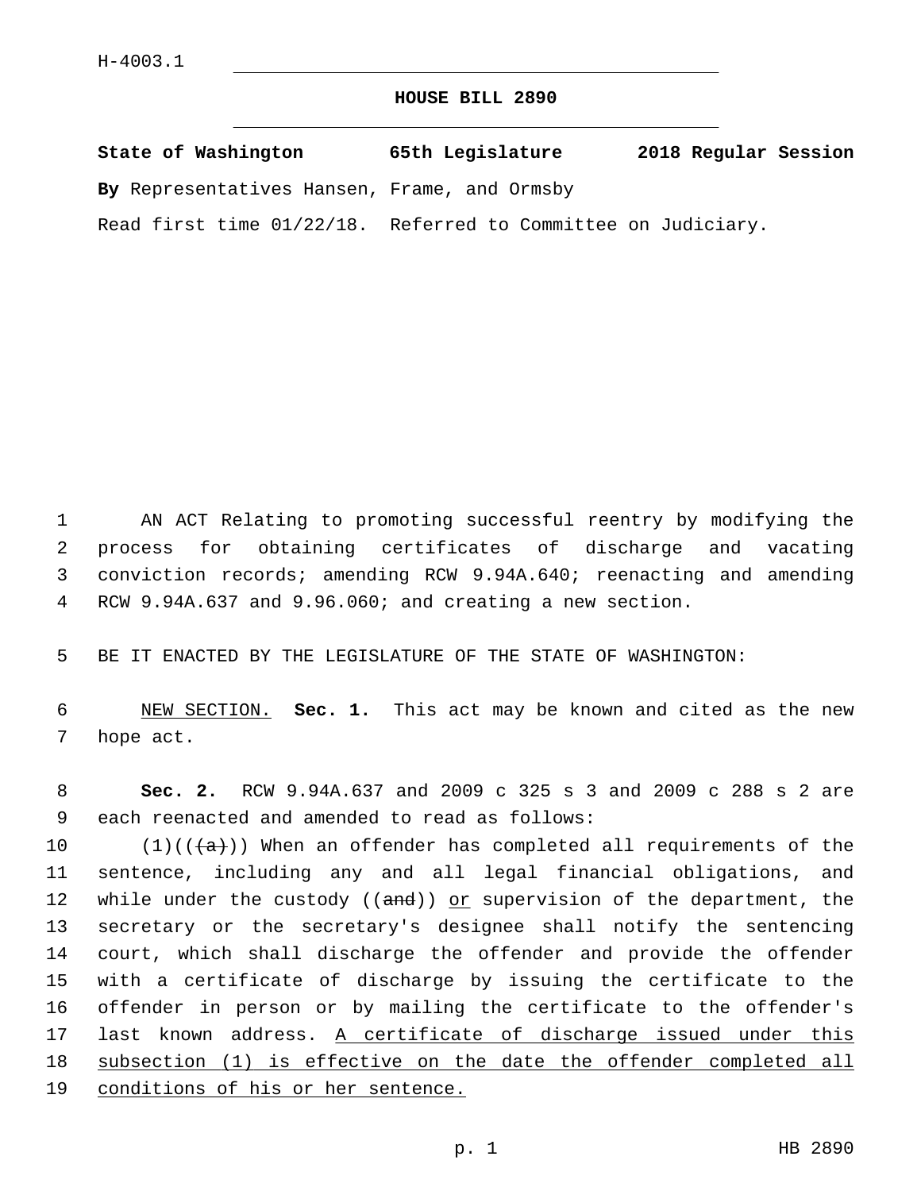H-4003.1

# HOUSE BILL 2890

**State of Washington 65th Legislature 2018 Regular Session**

**By** Representatives Hansen, Frame, and Ormsby

Read first time 01/22/18. Referred to Committee on Judiciary.

AN ACT Relating to promoting successful reentry by modifying the process for obtaining certificates of discharge and vacating conviction records; amending RCW 9.94A.640; reenacting and amending RCW 9.94A.637 and 9.96.060; and creating a new section.

BE IT ENACTED BY THE LEGISLATURE OF THE STATE OF WASHINGTON:

NEW SECTION. **Sec. 1.** This act may be known and cited as the new hope act.

**Sec. 2.** RCW 9.94A.637 and 2009 c 325 s 3 and 2009 c 288 s 2 are each reenacted and amended to read as follows:

(1)((~~(a)~~)) When an offender has completed all requirements of the sentence, including any and all legal financial obligations, and while under the custody ((~~and~~)) or supervision of the department, the secretary or the secretary's designee shall notify the sentencing court, which shall discharge the offender and provide the offender with a certificate of discharge by issuing the certificate to the offender in person or by mailing the certificate to the offender's last known address. A certificate of discharge issued under this subsection (1) is effective on the date the offender completed all conditions of his or her sentence.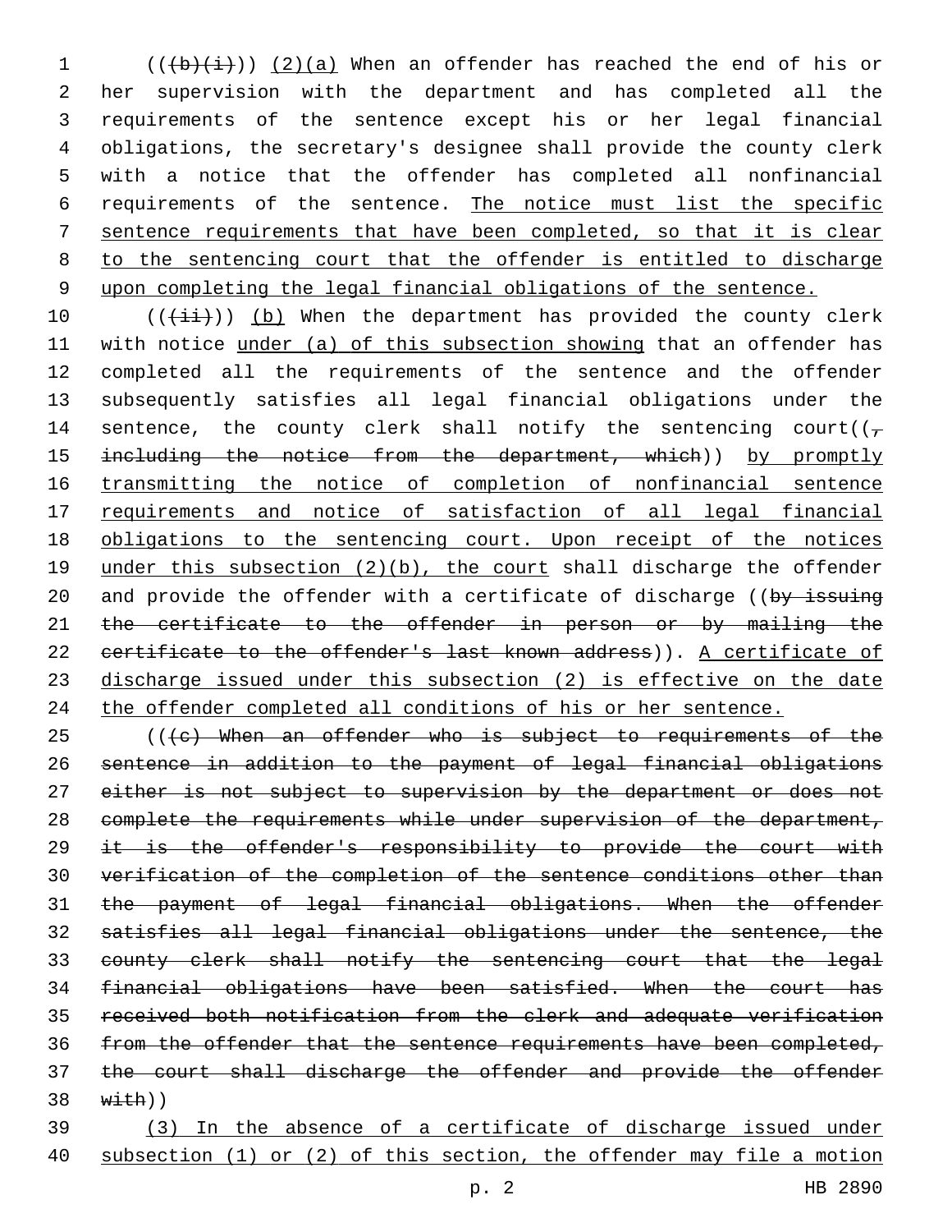(((b)(i))) (2)(a) When an offender has reached the end of his or her supervision with the department and has completed all the requirements of the sentence except his or her legal financial obligations, the secretary's designee shall provide the county clerk with a notice that the offender has completed all nonfinancial requirements of the sentence. The notice must list the specific sentence requirements that have been completed, so that it is clear to the sentencing court that the offender is entitled to discharge upon completing the legal financial obligations of the sentence.

(((ii))) (b) When the department has provided the county clerk with notice under (a) of this subsection showing that an offender has completed all the requirements of the sentence and the offender subsequently satisfies all legal financial obligations under the sentence, the county clerk shall notify the sentencing court((, including the notice from the department, which)) by promptly transmitting the notice of completion of nonfinancial sentence requirements and notice of satisfaction of all legal financial obligations to the sentencing court. Upon receipt of the notices under this subsection (2)(b), the court shall discharge the offender and provide the offender with a certificate of discharge ((by issuing the certificate to the offender in person or by mailing the certificate to the offender's last known address)). A certificate of discharge issued under this subsection (2) is effective on the date the offender completed all conditions of his or her sentence.

(((c) When an offender who is subject to requirements of the sentence in addition to the payment of legal financial obligations either is not subject to supervision by the department or does not complete the requirements while under supervision of the department, it is the offender's responsibility to provide the court with verification of the completion of the sentence conditions other than the payment of legal financial obligations. When the offender satisfies all legal financial obligations under the sentence, the county clerk shall notify the sentencing court that the legal financial obligations have been satisfied. When the court has received both notification from the clerk and adequate verification from the offender that the sentence requirements have been completed, the court shall discharge the offender and provide the offender with))

(3) In the absence of a certificate of discharge issued under subsection (1) or (2) of this section, the offender may file a motion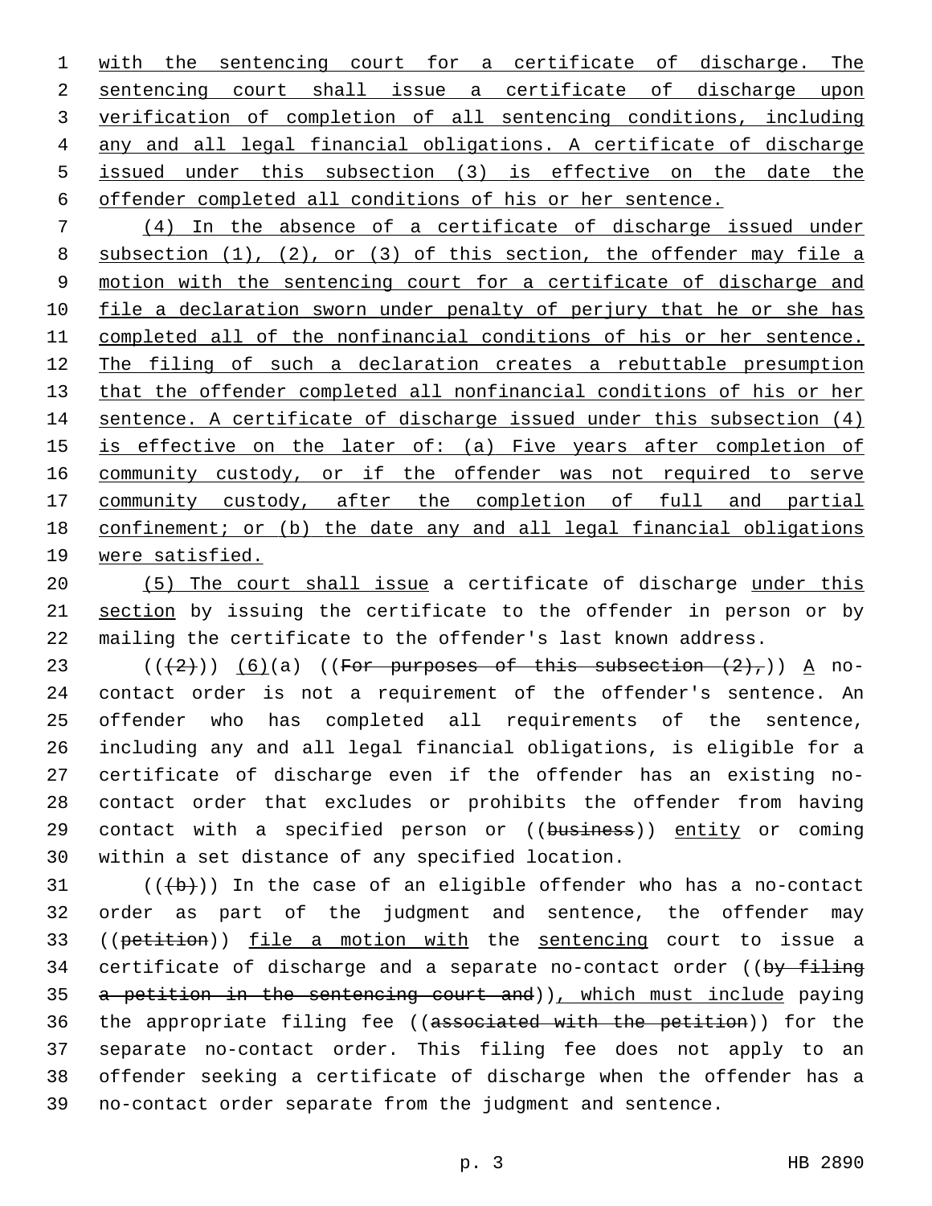with the sentencing court for a certificate of discharge. The sentencing court shall issue a certificate of discharge upon verification of completion of all sentencing conditions, including any and all legal financial obligations. A certificate of discharge issued under this subsection (3) is effective on the date the offender completed all conditions of his or her sentence.

(4) In the absence of a certificate of discharge issued under subsection (1), (2), or (3) of this section, the offender may file a motion with the sentencing court for a certificate of discharge and file a declaration sworn under penalty of perjury that he or she has completed all of the nonfinancial conditions of his or her sentence. The filing of such a declaration creates a rebuttable presumption that the offender completed all nonfinancial conditions of his or her sentence. A certificate of discharge issued under this subsection (4) is effective on the later of: (a) Five years after completion of community custody, or if the offender was not required to serve community custody, after the completion of full and partial confinement; or (b) the date any and all legal financial obligations were satisfied.

(5) The court shall issue a certificate of discharge under this section by issuing the certificate to the offender in person or by mailing the certificate to the offender's last known address.

((~~(2)~~)) (6)(a) ((~~For purposes of this subsection (2),~~)) A no-contact order is not a requirement of the offender's sentence. An offender who has completed all requirements of the sentence, including any and all legal financial obligations, is eligible for a certificate of discharge even if the offender has an existing no-contact order that excludes or prohibits the offender from having contact with a specified person or ((~~business~~)) entity or coming within a set distance of any specified location.

((~~(b)~~)) In the case of an eligible offender who has a no-contact order as part of the judgment and sentence, the offender may ((~~petition~~)) file a motion with the sentencing court to issue a certificate of discharge and a separate no-contact order ((~~by filing a petition in the sentencing court and~~)), which must include paying the appropriate filing fee ((~~associated with the petition~~)) for the separate no-contact order. This filing fee does not apply to an offender seeking a certificate of discharge when the offender has a no-contact order separate from the judgment and sentence.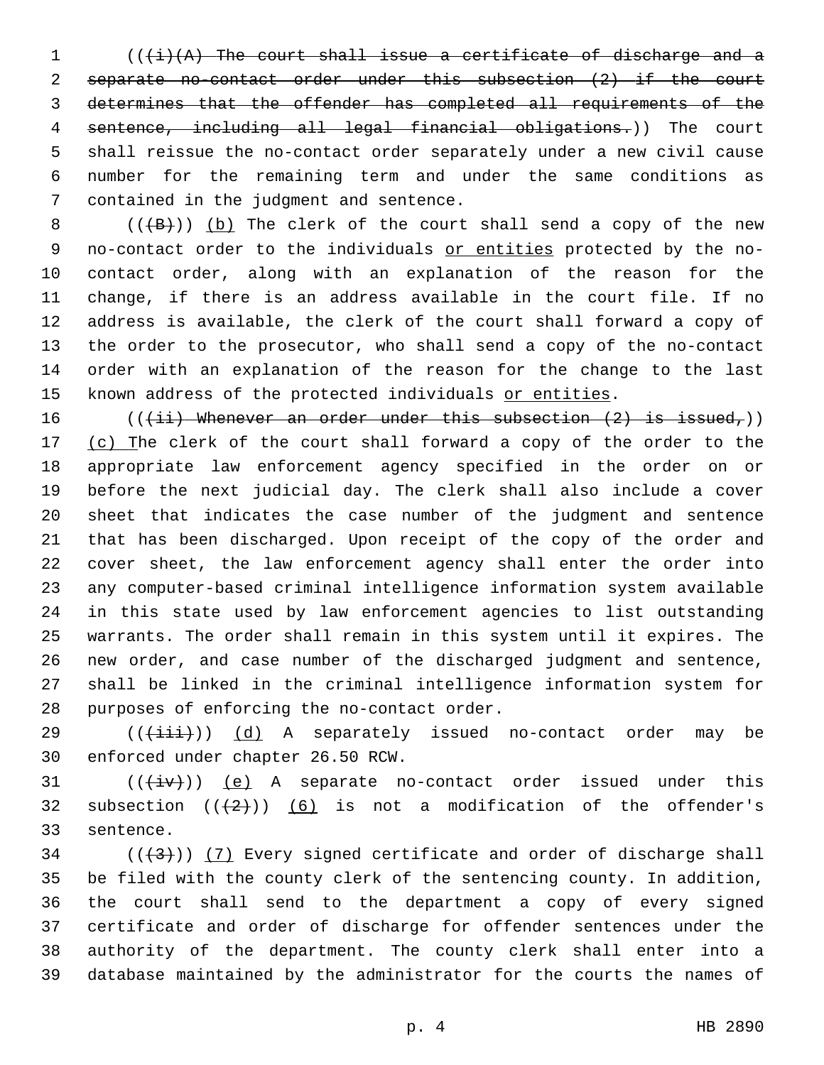(((i)(A) The court shall issue a certificate of discharge and a separate no-contact order under this subsection (2) if the court determines that the offender has completed all requirements of the sentence, including all legal financial obligations.)) The court shall reissue the no-contact order separately under a new civil cause number for the remaining term and under the same conditions as contained in the judgment and sentence.

(((B))) (b) The clerk of the court shall send a copy of the new no-contact order to the individuals or entities protected by the no-contact order, along with an explanation of the reason for the change, if there is an address available in the court file. If no address is available, the clerk of the court shall forward a copy of the order to the prosecutor, who shall send a copy of the no-contact order with an explanation of the reason for the change to the last known address of the protected individuals or entities.

(((ii) Whenever an order under this subsection (2) is issued,)) (c) The clerk of the court shall forward a copy of the order to the appropriate law enforcement agency specified in the order on or before the next judicial day. The clerk shall also include a cover sheet that indicates the case number of the judgment and sentence that has been discharged. Upon receipt of the copy of the order and cover sheet, the law enforcement agency shall enter the order into any computer-based criminal intelligence information system available in this state used by law enforcement agencies to list outstanding warrants. The order shall remain in this system until it expires. The new order, and case number of the discharged judgment and sentence, shall be linked in the criminal intelligence information system for purposes of enforcing the no-contact order.

(((iii))) (d) A separately issued no-contact order may be enforced under chapter 26.50 RCW.

(((iv))) (e) A separate no-contact order issued under this subsection (((2))) (6) is not a modification of the offender's sentence.

(((3))) (7) Every signed certificate and order of discharge shall be filed with the county clerk of the sentencing county. In addition, the court shall send to the department a copy of every signed certificate and order of discharge for offender sentences under the authority of the department. The county clerk shall enter into a database maintained by the administrator for the courts the names of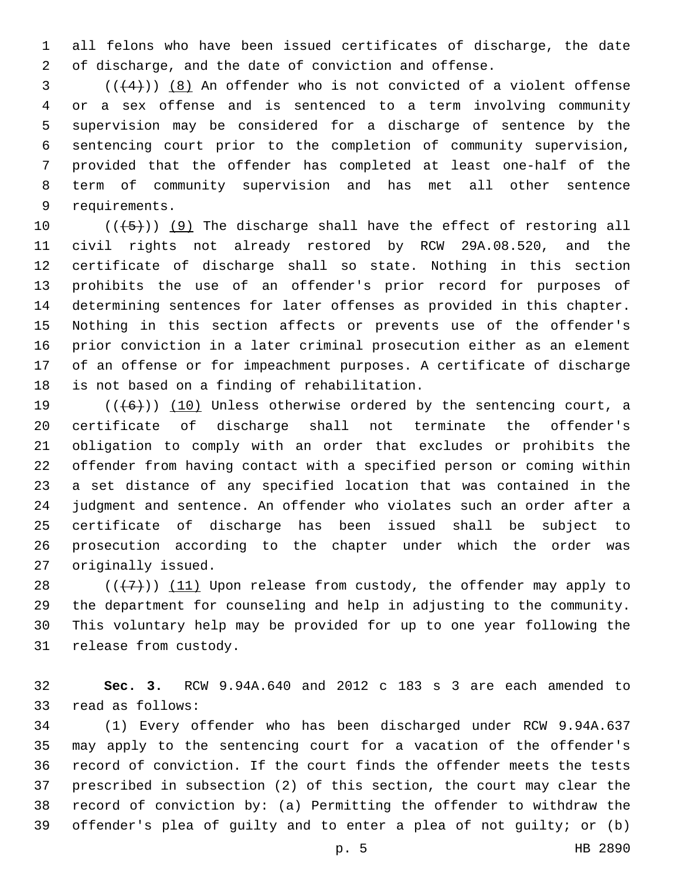all felons who have been issued certificates of discharge, the date of discharge, and the date of conviction and offense.

(((4))) (8) An offender who is not convicted of a violent offense or a sex offense and is sentenced to a term involving community supervision may be considered for a discharge of sentence by the sentencing court prior to the completion of community supervision, provided that the offender has completed at least one-half of the term of community supervision and has met all other sentence requirements.

(((5))) (9) The discharge shall have the effect of restoring all civil rights not already restored by RCW 29A.08.520, and the certificate of discharge shall so state. Nothing in this section prohibits the use of an offender's prior record for purposes of determining sentences for later offenses as provided in this chapter. Nothing in this section affects or prevents use of the offender's prior conviction in a later criminal prosecution either as an element of an offense or for impeachment purposes. A certificate of discharge is not based on a finding of rehabilitation.

(((6))) (10) Unless otherwise ordered by the sentencing court, a certificate of discharge shall not terminate the offender's obligation to comply with an order that excludes or prohibits the offender from having contact with a specified person or coming within a set distance of any specified location that was contained in the judgment and sentence. An offender who violates such an order after a certificate of discharge has been issued shall be subject to prosecution according to the chapter under which the order was originally issued.

(((7))) (11) Upon release from custody, the offender may apply to the department for counseling and help in adjusting to the community. This voluntary help may be provided for up to one year following the release from custody.

**Sec. 3.** RCW 9.94A.640 and 2012 c 183 s 3 are each amended to read as follows:

(1) Every offender who has been discharged under RCW 9.94A.637 may apply to the sentencing court for a vacation of the offender's record of conviction. If the court finds the offender meets the tests prescribed in subsection (2) of this section, the court may clear the record of conviction by: (a) Permitting the offender to withdraw the offender's plea of guilty and to enter a plea of not guilty; or (b)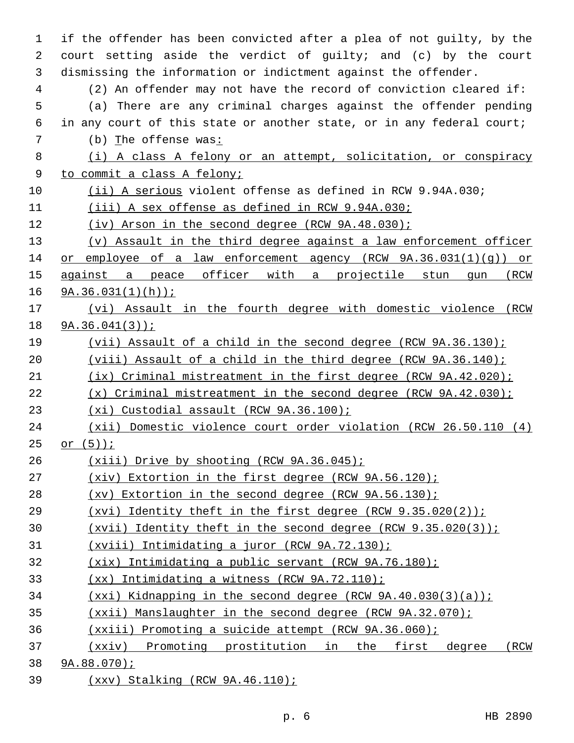if the offender has been convicted after a plea of not guilty, by the court setting aside the verdict of guilty; and (c) by the court dismissing the information or indictment against the offender.

(2) An offender may not have the record of conviction cleared if:

(a) There are any criminal charges against the offender pending in any court of this state or another state, or in any federal court;

(b) The offense was:

(i) A class A felony or an attempt, solicitation, or conspiracy to commit a class A felony;

(ii) A serious violent offense as defined in RCW 9.94A.030;

(iii) A sex offense as defined in RCW 9.94A.030;

(iv) Arson in the second degree (RCW 9A.48.030);

(v) Assault in the third degree against a law enforcement officer or employee of a law enforcement agency (RCW 9A.36.031(1)(g)) or against a peace officer with a projectile stun gun (RCW 9A.36.031(1)(h));

(vi) Assault in the fourth degree with domestic violence (RCW 9A.36.041(3));

(vii) Assault of a child in the second degree (RCW 9A.36.130);

(viii) Assault of a child in the third degree (RCW 9A.36.140);

(ix) Criminal mistreatment in the first degree (RCW 9A.42.020);

(x) Criminal mistreatment in the second degree (RCW 9A.42.030);

(xi) Custodial assault (RCW 9A.36.100);

(xii) Domestic violence court order violation (RCW 26.50.110 (4) or (5));

(xiii) Drive by shooting (RCW 9A.36.045);

(xiv) Extortion in the first degree (RCW 9A.56.120);

(xv) Extortion in the second degree (RCW 9A.56.130);

(xvi) Identity theft in the first degree (RCW 9.35.020(2));

(xvii) Identity theft in the second degree (RCW 9.35.020(3));

(xviii) Intimidating a juror (RCW 9A.72.130);

(xix) Intimidating a public servant (RCW 9A.76.180);

(xx) Intimidating a witness (RCW 9A.72.110);

(xxi) Kidnapping in the second degree (RCW 9A.40.030(3)(a));

(xxii) Manslaughter in the second degree (RCW 9A.32.070);

(xxiii) Promoting a suicide attempt (RCW 9A.36.060);

(xxiv) Promoting prostitution in the first degree (RCW 9A.88.070);

(xxv) Stalking (RCW 9A.46.110);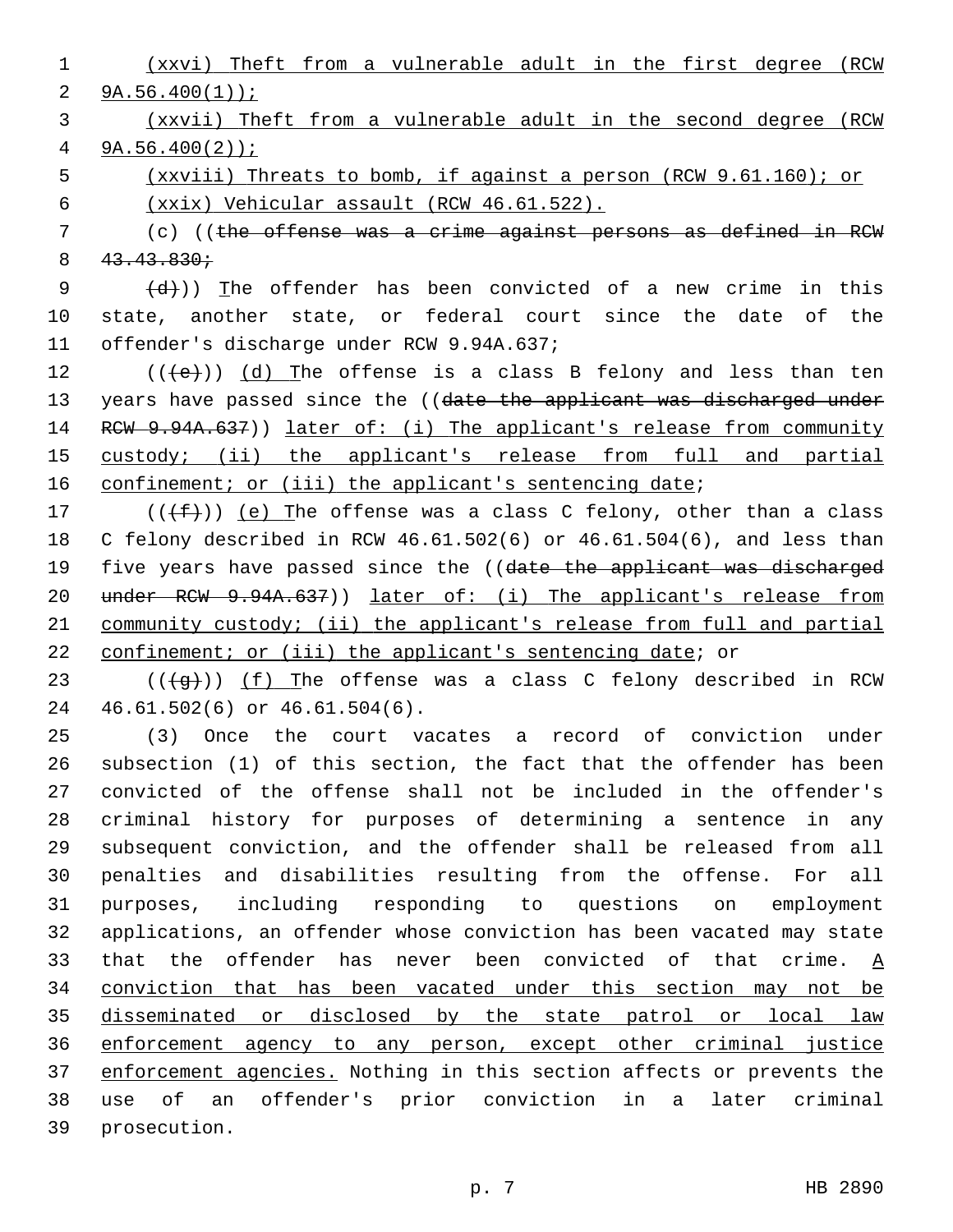(xxvi) Theft from a vulnerable adult in the first degree (RCW 9A.56.400(1));

(xxvii) Theft from a vulnerable adult in the second degree (RCW 9A.56.400(2));

(xxviii) Threats to bomb, if against a person (RCW 9.61.160); or

(xxix) Vehicular assault (RCW 46.61.522).

(c) ((~~the offense was a crime against persons as defined in RCW 43.43.830;~~

~~(d)~~)) The offender has been convicted of a new crime in this state, another state, or federal court since the date of the offender's discharge under RCW 9.94A.637;

((~~(e)~~)) (d) The offense is a class B felony and less than ten years have passed since the ((~~date the applicant was discharged under RCW 9.94A.637~~)) later of: (i) The applicant's release from community custody; (ii) the applicant's release from full and partial confinement; or (iii) the applicant's sentencing date;

((~~(f)~~)) (e) The offense was a class C felony, other than a class C felony described in RCW 46.61.502(6) or 46.61.504(6), and less than five years have passed since the ((~~date the applicant was discharged under RCW 9.94A.637~~)) later of: (i) The applicant's release from community custody; (ii) the applicant's release from full and partial confinement; or (iii) the applicant's sentencing date; or

((~~(g)~~)) (f) The offense was a class C felony described in RCW 46.61.502(6) or 46.61.504(6).

(3) Once the court vacates a record of conviction under subsection (1) of this section, the fact that the offender has been convicted of the offense shall not be included in the offender's criminal history for purposes of determining a sentence in any subsequent conviction, and the offender shall be released from all penalties and disabilities resulting from the offense. For all purposes, including responding to questions on employment applications, an offender whose conviction has been vacated may state that the offender has never been convicted of that crime. A conviction that has been vacated under this section may not be disseminated or disclosed by the state patrol or local law enforcement agency to any person, except other criminal justice enforcement agencies. Nothing in this section affects or prevents the use of an offender's prior conviction in a later criminal prosecution.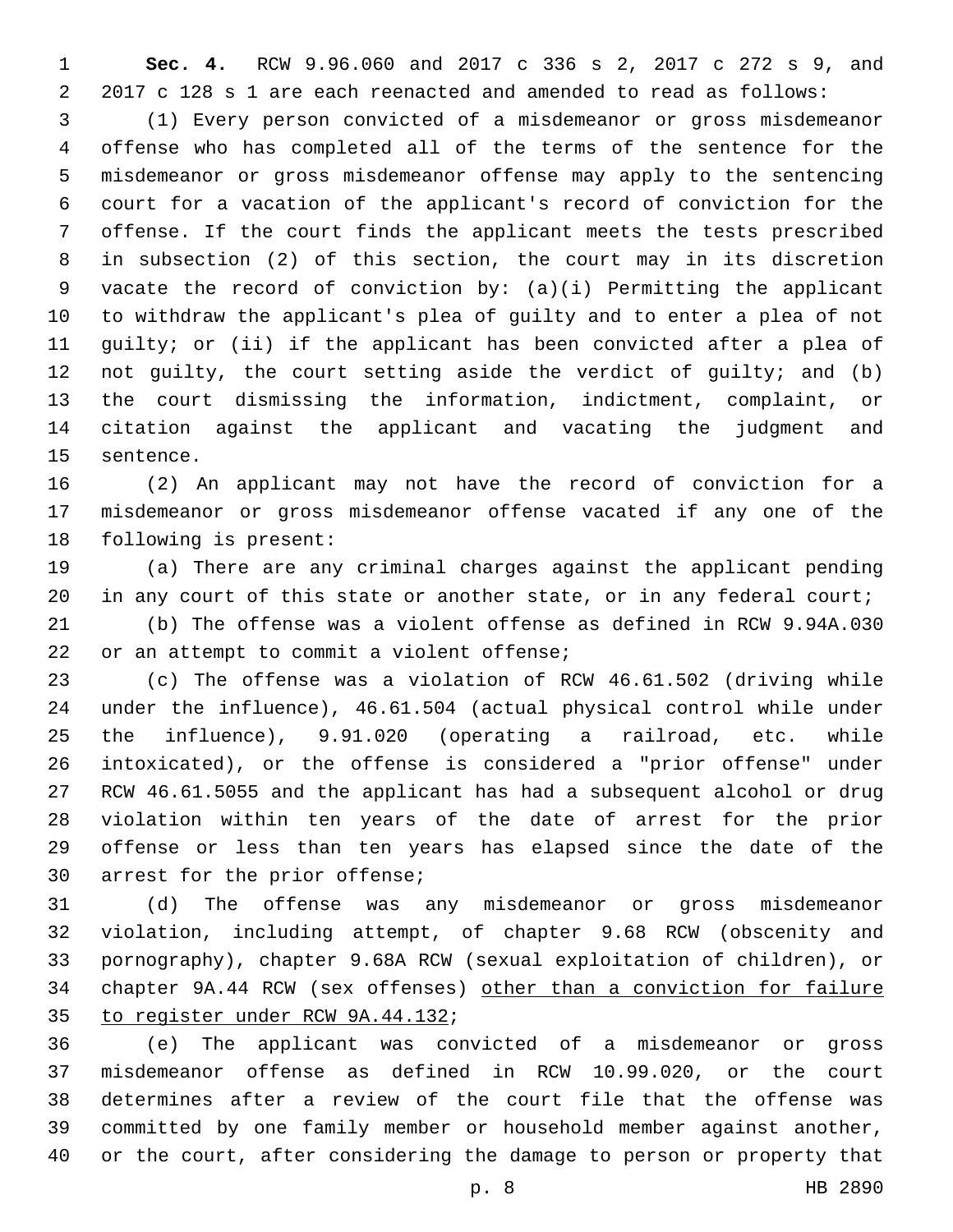**Sec. 4.** RCW 9.96.060 and 2017 c 336 s 2, 2017 c 272 s 9, and 2017 c 128 s 1 are each reenacted and amended to read as follows:

(1) Every person convicted of a misdemeanor or gross misdemeanor offense who has completed all of the terms of the sentence for the misdemeanor or gross misdemeanor offense may apply to the sentencing court for a vacation of the applicant's record of conviction for the offense. If the court finds the applicant meets the tests prescribed in subsection (2) of this section, the court may in its discretion vacate the record of conviction by: (a)(i) Permitting the applicant to withdraw the applicant's plea of guilty and to enter a plea of not guilty; or (ii) if the applicant has been convicted after a plea of not guilty, the court setting aside the verdict of guilty; and (b) the court dismissing the information, indictment, complaint, or citation against the applicant and vacating the judgment and sentence.

(2) An applicant may not have the record of conviction for a misdemeanor or gross misdemeanor offense vacated if any one of the following is present:

(a) There are any criminal charges against the applicant pending in any court of this state or another state, or in any federal court;

(b) The offense was a violent offense as defined in RCW 9.94A.030 or an attempt to commit a violent offense;

(c) The offense was a violation of RCW 46.61.502 (driving while under the influence), 46.61.504 (actual physical control while under the influence), 9.91.020 (operating a railroad, etc. while intoxicated), or the offense is considered a "prior offense" under RCW 46.61.5055 and the applicant has had a subsequent alcohol or drug violation within ten years of the date of arrest for the prior offense or less than ten years has elapsed since the date of the arrest for the prior offense;

(d) The offense was any misdemeanor or gross misdemeanor violation, including attempt, of chapter 9.68 RCW (obscenity and pornography), chapter 9.68A RCW (sexual exploitation of children), or chapter 9A.44 RCW (sex offenses) <u>other than a conviction for failure to register under RCW 9A.44.132</u>;

(e) The applicant was convicted of a misdemeanor or gross misdemeanor offense as defined in RCW 10.99.020, or the court determines after a review of the court file that the offense was committed by one family member or household member against another, or the court, after considering the damage to person or property that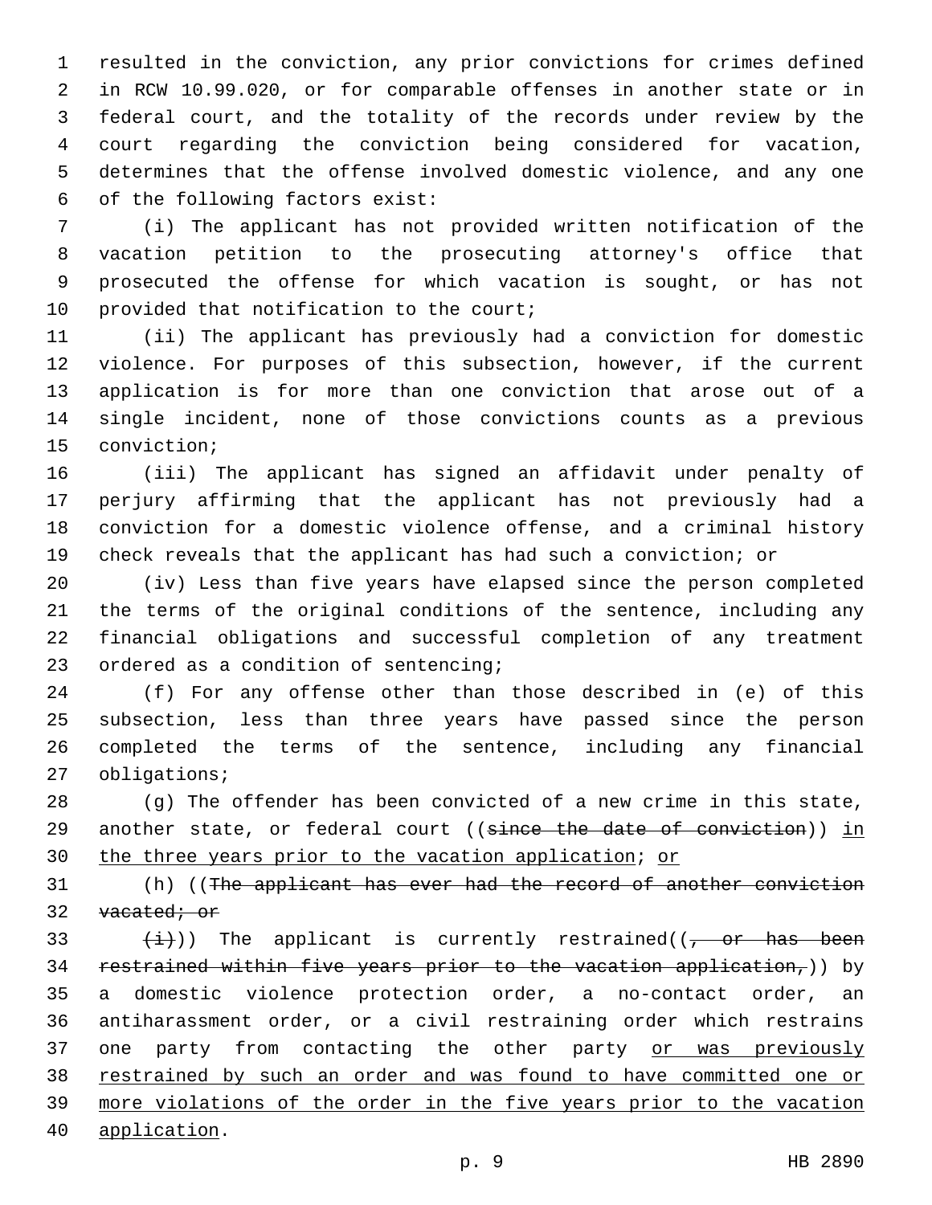resulted in the conviction, any prior convictions for crimes defined in RCW 10.99.020, or for comparable offenses in another state or in federal court, and the totality of the records under review by the court regarding the conviction being considered for vacation, determines that the offense involved domestic violence, and any one of the following factors exist:

(i) The applicant has not provided written notification of the vacation petition to the prosecuting attorney's office that prosecuted the offense for which vacation is sought, or has not provided that notification to the court;

(ii) The applicant has previously had a conviction for domestic violence. For purposes of this subsection, however, if the current application is for more than one conviction that arose out of a single incident, none of those convictions counts as a previous conviction;

(iii) The applicant has signed an affidavit under penalty of perjury affirming that the applicant has not previously had a conviction for a domestic violence offense, and a criminal history check reveals that the applicant has had such a conviction; or

(iv) Less than five years have elapsed since the person completed the terms of the original conditions of the sentence, including any financial obligations and successful completion of any treatment ordered as a condition of sentencing;

(f) For any offense other than those described in (e) of this subsection, less than three years have passed since the person completed the terms of the sentence, including any financial obligations;

(g) The offender has been convicted of a new crime in this state, another state, or federal court ((~~since the date of conviction~~)) <u>in the three years prior to the vacation application</u>; <u>or</u>

(h) ((~~The applicant has ever had the record of another conviction vacated; or~~

~~(i)~~)) The applicant is currently restrained((~~, or has been restrained within five years prior to the vacation application,~~)) by a domestic violence protection order, a no-contact order, an antiharassment order, or a civil restraining order which restrains one party from contacting the other party <u>or was previously restrained by such an order and was found to have committed one or more violations of the order in the five years prior to the vacation application</u>.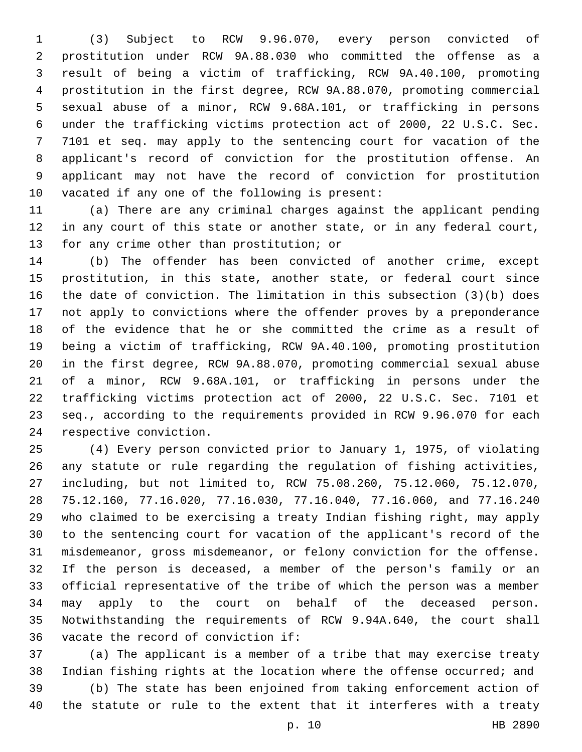(3) Subject to RCW 9.96.070, every person convicted of prostitution under RCW 9A.88.030 who committed the offense as a result of being a victim of trafficking, RCW 9A.40.100, promoting prostitution in the first degree, RCW 9A.88.070, promoting commercial sexual abuse of a minor, RCW 9.68A.101, or trafficking in persons under the trafficking victims protection act of 2000, 22 U.S.C. Sec. 7101 et seq. may apply to the sentencing court for vacation of the applicant's record of conviction for the prostitution offense. An applicant may not have the record of conviction for prostitution vacated if any one of the following is present:

(a) There are any criminal charges against the applicant pending in any court of this state or another state, or in any federal court, for any crime other than prostitution; or

(b) The offender has been convicted of another crime, except prostitution, in this state, another state, or federal court since the date of conviction. The limitation in this subsection (3)(b) does not apply to convictions where the offender proves by a preponderance of the evidence that he or she committed the crime as a result of being a victim of trafficking, RCW 9A.40.100, promoting prostitution in the first degree, RCW 9A.88.070, promoting commercial sexual abuse of a minor, RCW 9.68A.101, or trafficking in persons under the trafficking victims protection act of 2000, 22 U.S.C. Sec. 7101 et seq., according to the requirements provided in RCW 9.96.070 for each respective conviction.

(4) Every person convicted prior to January 1, 1975, of violating any statute or rule regarding the regulation of fishing activities, including, but not limited to, RCW 75.08.260, 75.12.060, 75.12.070, 75.12.160, 77.16.020, 77.16.030, 77.16.040, 77.16.060, and 77.16.240 who claimed to be exercising a treaty Indian fishing right, may apply to the sentencing court for vacation of the applicant's record of the misdemeanor, gross misdemeanor, or felony conviction for the offense. If the person is deceased, a member of the person's family or an official representative of the tribe of which the person was a member may apply to the court on behalf of the deceased person. Notwithstanding the requirements of RCW 9.94A.640, the court shall vacate the record of conviction if:

(a) The applicant is a member of a tribe that may exercise treaty Indian fishing rights at the location where the offense occurred; and

(b) The state has been enjoined from taking enforcement action of the statute or rule to the extent that it interferes with a treaty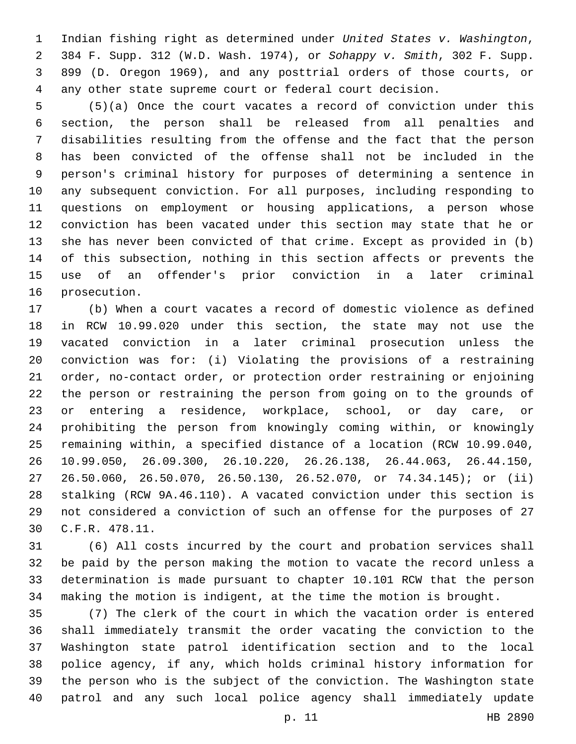Indian fishing right as determined under *United States v. Washington*, 384 F. Supp. 312 (W.D. Wash. 1974), or *Sohappy v. Smith*, 302 F. Supp. 899 (D. Oregon 1969), and any posttrial orders of those courts, or any other state supreme court or federal court decision.

(5)(a) Once the court vacates a record of conviction under this section, the person shall be released from all penalties and disabilities resulting from the offense and the fact that the person has been convicted of the offense shall not be included in the person's criminal history for purposes of determining a sentence in any subsequent conviction. For all purposes, including responding to questions on employment or housing applications, a person whose conviction has been vacated under this section may state that he or she has never been convicted of that crime. Except as provided in (b) of this subsection, nothing in this section affects or prevents the use of an offender's prior conviction in a later criminal prosecution.

(b) When a court vacates a record of domestic violence as defined in RCW 10.99.020 under this section, the state may not use the vacated conviction in a later criminal prosecution unless the conviction was for: (i) Violating the provisions of a restraining order, no-contact order, or protection order restraining or enjoining the person or restraining the person from going on to the grounds of or entering a residence, workplace, school, or day care, or prohibiting the person from knowingly coming within, or knowingly remaining within, a specified distance of a location (RCW 10.99.040, 10.99.050, 26.09.300, 26.10.220, 26.26.138, 26.44.063, 26.44.150, 26.50.060, 26.50.070, 26.50.130, 26.52.070, or 74.34.145); or (ii) stalking (RCW 9A.46.110). A vacated conviction under this section is not considered a conviction of such an offense for the purposes of 27 C.F.R. 478.11.

(6) All costs incurred by the court and probation services shall be paid by the person making the motion to vacate the record unless a determination is made pursuant to chapter 10.101 RCW that the person making the motion is indigent, at the time the motion is brought.

(7) The clerk of the court in which the vacation order is entered shall immediately transmit the order vacating the conviction to the Washington state patrol identification section and to the local police agency, if any, which holds criminal history information for the person who is the subject of the conviction. The Washington state patrol and any such local police agency shall immediately update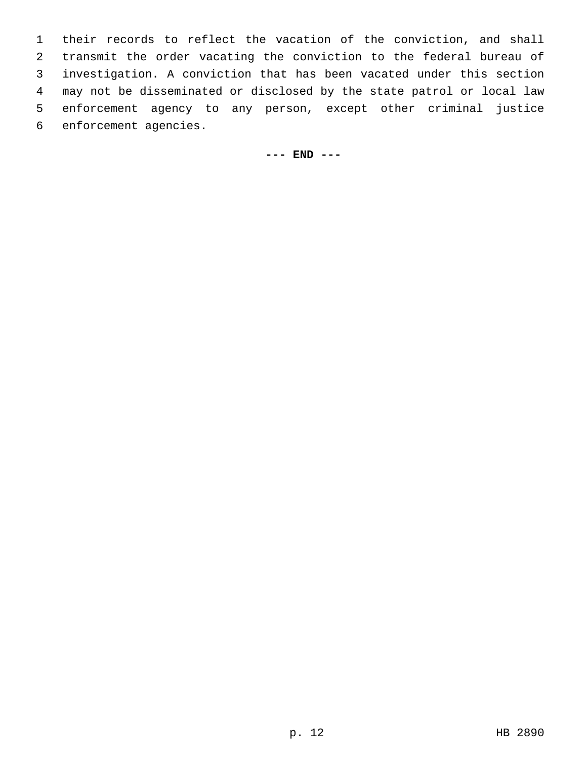their records to reflect the vacation of the conviction, and shall transmit the order vacating the conviction to the federal bureau of investigation. A conviction that has been vacated under this section may not be disseminated or disclosed by the state patrol or local law enforcement agency to any person, except other criminal justice enforcement agencies.

**--- END ---**